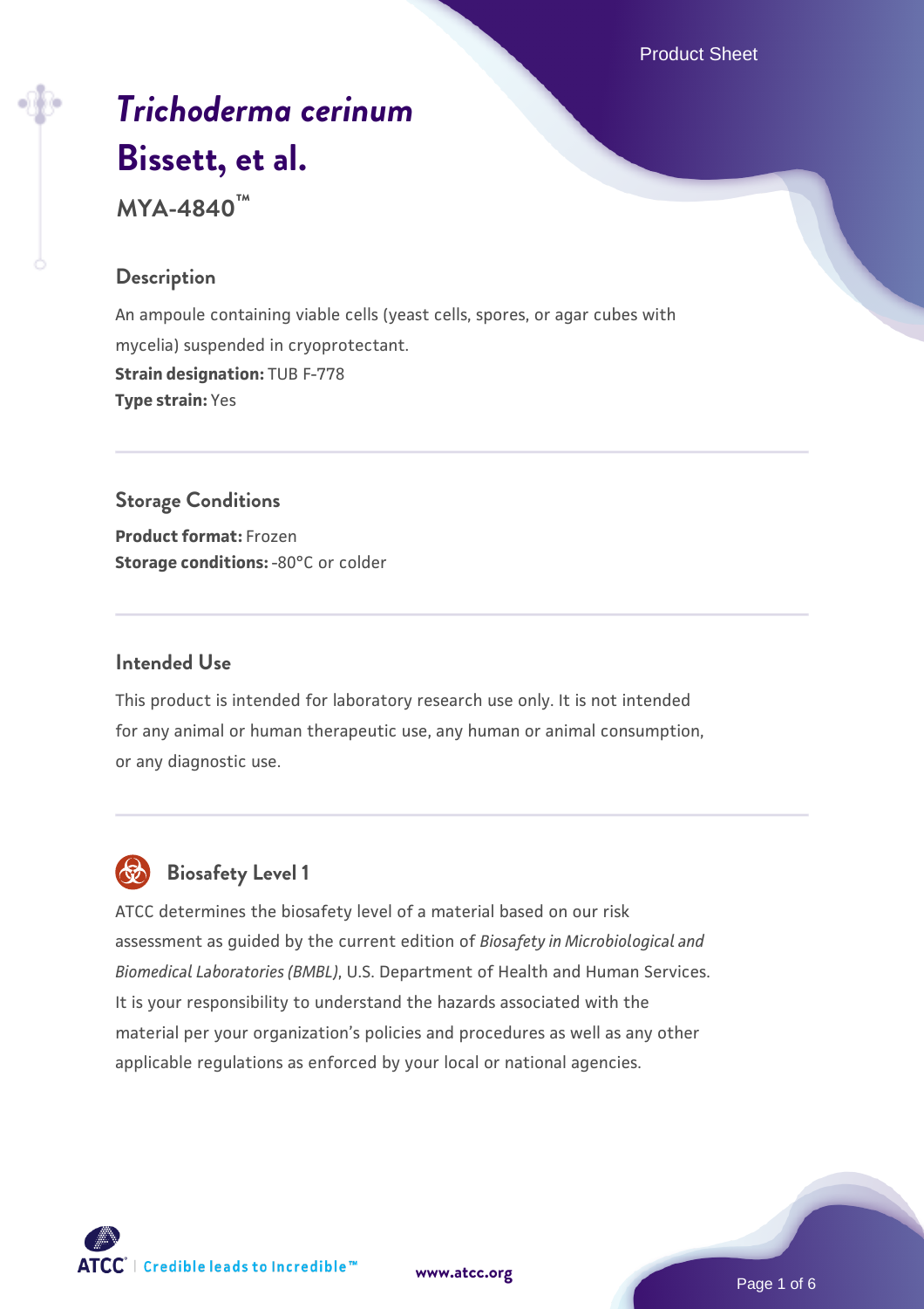# *Trichoderma cerinum* Bissett, et al.

## MYA-4840™

### Description

An ampoule containing viable cells (yeast cells, spores, or agar cubes with mycelia) suspended in cryoprotectant.

**Strain designation:** TUB F-778

**Type strain:** Yes

### Storage Conditions

**Product format:** Frozen

**Storage conditions:** -80°C or colder

### Intended Use

This product is intended for laboratory research use only. It is not intended for any animal or human therapeutic use, any human or animal consumption, or any diagnostic use.

### Biosafety Level 1

ATCC determines the biosafety level of a material based on our risk assessment as guided by the current edition of *Biosafety in Microbiological and Biomedical Laboratories (BMBL)*, U.S. Department of Health and Human Services. It is your responsibility to understand the hazards associated with the material per your organization's policies and procedures as well as any other applicable regulations as enforced by your local or national agencies.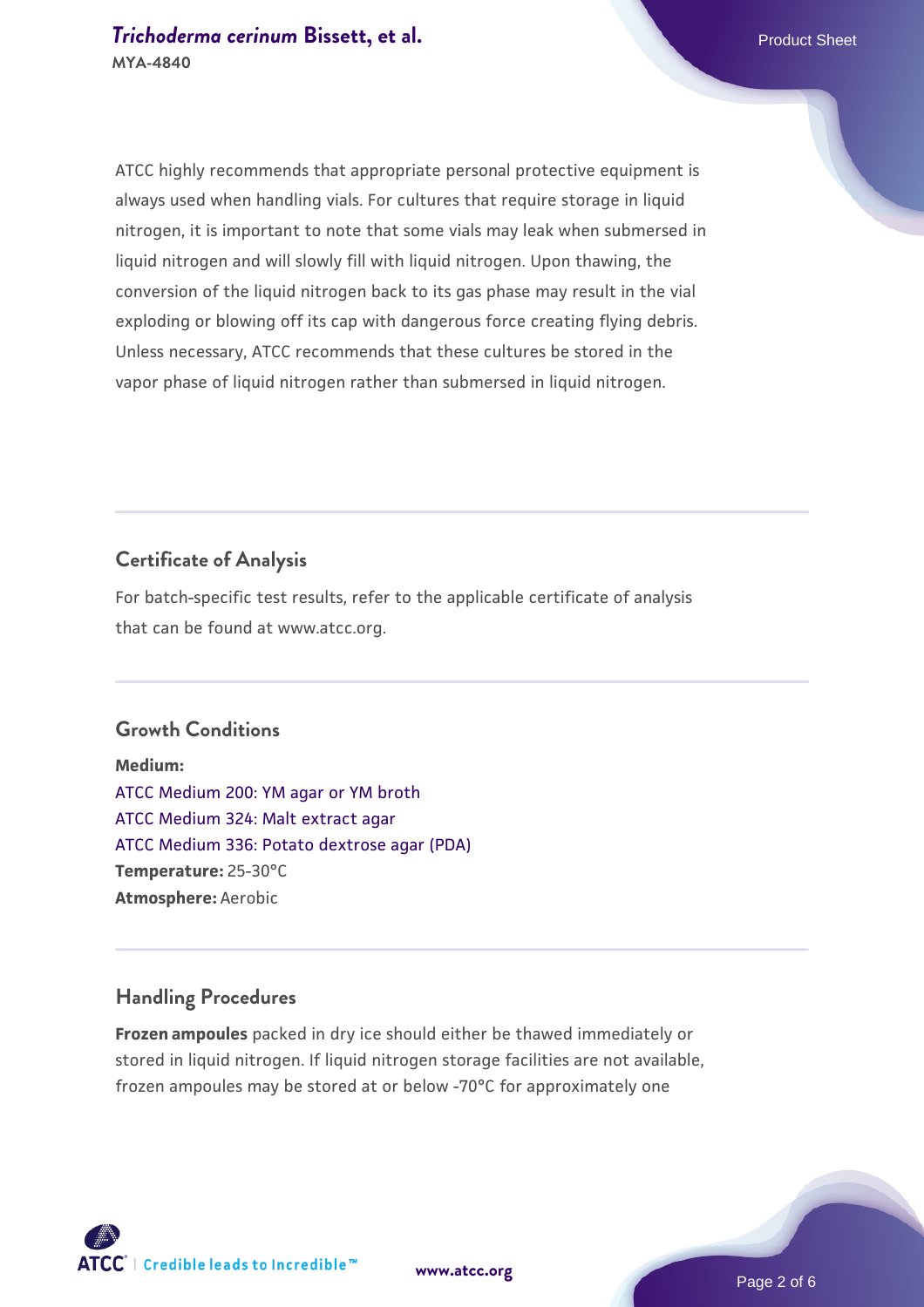ATCC highly recommends that appropriate personal protective equipment is always used when handling vials. For cultures that require storage in liquid nitrogen, it is important to note that some vials may leak when submersed in liquid nitrogen and will slowly fill with liquid nitrogen. Upon thawing, the conversion of the liquid nitrogen back to its gas phase may result in the vial exploding or blowing off its cap with dangerous force creating flying debris. Unless necessary, ATCC recommends that these cultures be stored in the vapor phase of liquid nitrogen rather than submersed in liquid nitrogen.

## Certificate of Analysis

For batch-specific test results, refer to the applicable certificate of analysis that can be found at www.atcc.org.

## Growth Conditions

**Medium:**
ATCC Medium 200: YM agar or YM broth
ATCC Medium 324: Malt extract agar
ATCC Medium 336: Potato dextrose agar (PDA)
**Temperature:** 25-30°C
**Atmosphere:** Aerobic

## Handling Procedures

**Frozen ampoules** packed in dry ice should either be thawed immediately or stored in liquid nitrogen. If liquid nitrogen storage facilities are not available, frozen ampoules may be stored at or below -70°C for approximately one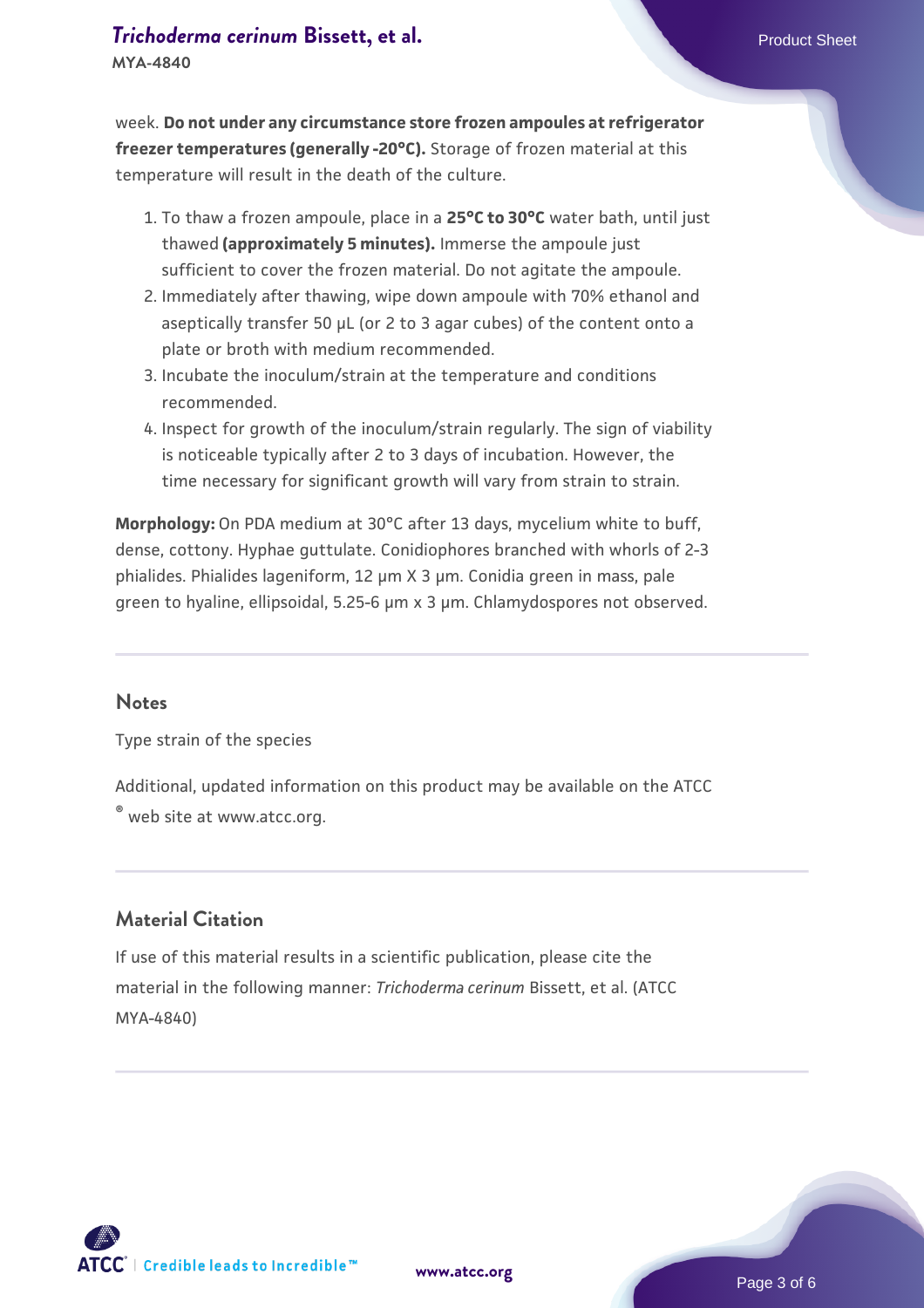week. **Do not under any circumstance store frozen ampoules at refrigerator freezer temperatures (generally -20°C).** Storage of frozen material at this temperature will result in the death of the culture.

1. To thaw a frozen ampoule, place in a **25°C to 30°C** water bath, until just thawed **(approximately 5 minutes).** Immerse the ampoule just sufficient to cover the frozen material. Do not agitate the ampoule.
2. Immediately after thawing, wipe down ampoule with 70% ethanol and aseptically transfer 50 µL (or 2 to 3 agar cubes) of the content onto a plate or broth with medium recommended.
3. Incubate the inoculum/strain at the temperature and conditions recommended.
4. Inspect for growth of the inoculum/strain regularly. The sign of viability is noticeable typically after 2 to 3 days of incubation. However, the time necessary for significant growth will vary from strain to strain.

**Morphology:** On PDA medium at 30°C after 13 days, mycelium white to buff, dense, cottony. Hyphae guttulate. Conidiophores branched with whorls of 2-3 phialides. Phialides lageniform, 12 µm X 3 µm. Conidia green in mass, pale green to hyaline, ellipsoidal, 5.25-6 µm x 3 µm. Chlamydospores not observed.

## Notes

Type strain of the species

Additional, updated information on this product may be available on the ATCC® web site at www.atcc.org.

## Material Citation

If use of this material results in a scientific publication, please cite the material in the following manner: *Trichoderma cerinum* Bissett, et al. (ATCC MYA-4840)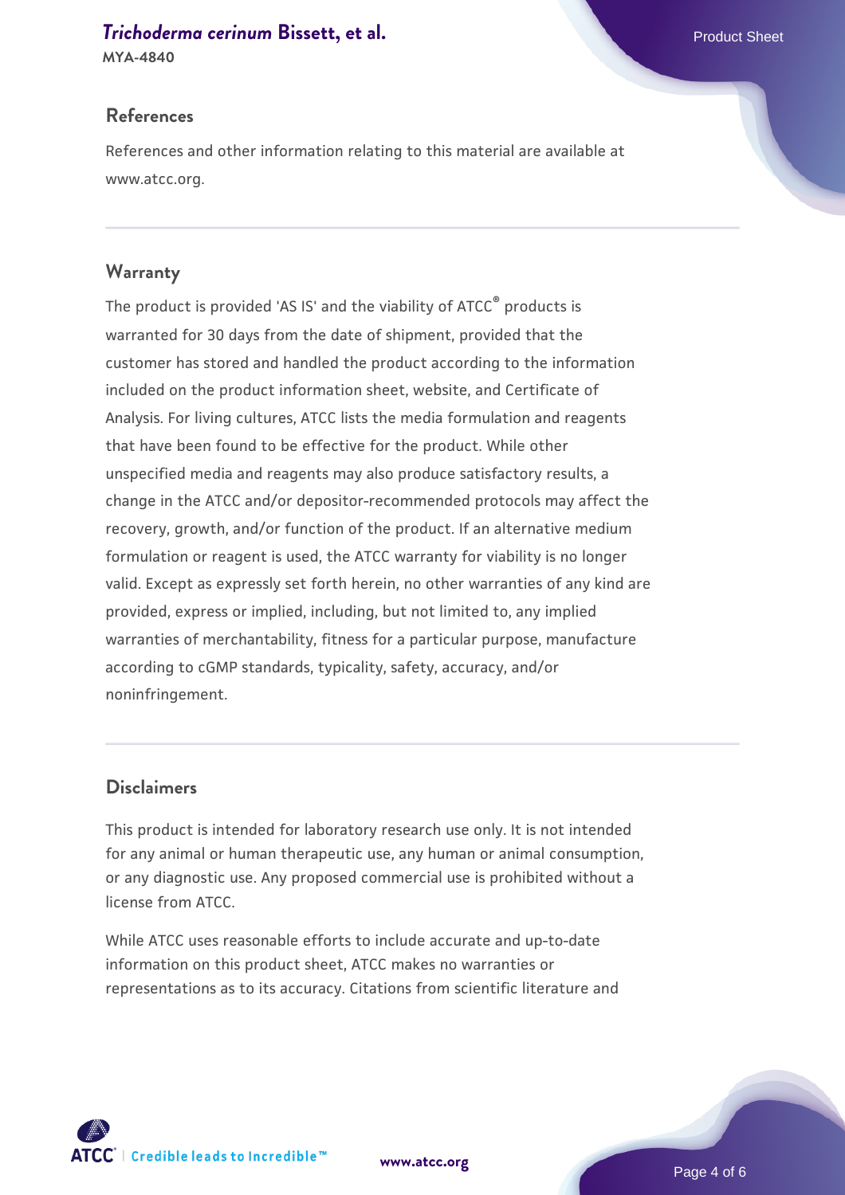## References

References and other information relating to this material are available at www.atcc.org.

## Warranty

The product is provided 'AS IS' and the viability of ATCC® products is warranted for 30 days from the date of shipment, provided that the customer has stored and handled the product according to the information included on the product information sheet, website, and Certificate of Analysis. For living cultures, ATCC lists the media formulation and reagents that have been found to be effective for the product. While other unspecified media and reagents may also produce satisfactory results, a change in the ATCC and/or depositor-recommended protocols may affect the recovery, growth, and/or function of the product. If an alternative medium formulation or reagent is used, the ATCC warranty for viability is no longer valid. Except as expressly set forth herein, no other warranties of any kind are provided, express or implied, including, but not limited to, any implied warranties of merchantability, fitness for a particular purpose, manufacture according to cGMP standards, typicality, safety, accuracy, and/or noninfringement.

## Disclaimers

This product is intended for laboratory research use only. It is not intended for any animal or human therapeutic use, any human or animal consumption, or any diagnostic use. Any proposed commercial use is prohibited without a license from ATCC.

While ATCC uses reasonable efforts to include accurate and up-to-date information on this product sheet, ATCC makes no warranties or representations as to its accuracy. Citations from scientific literature and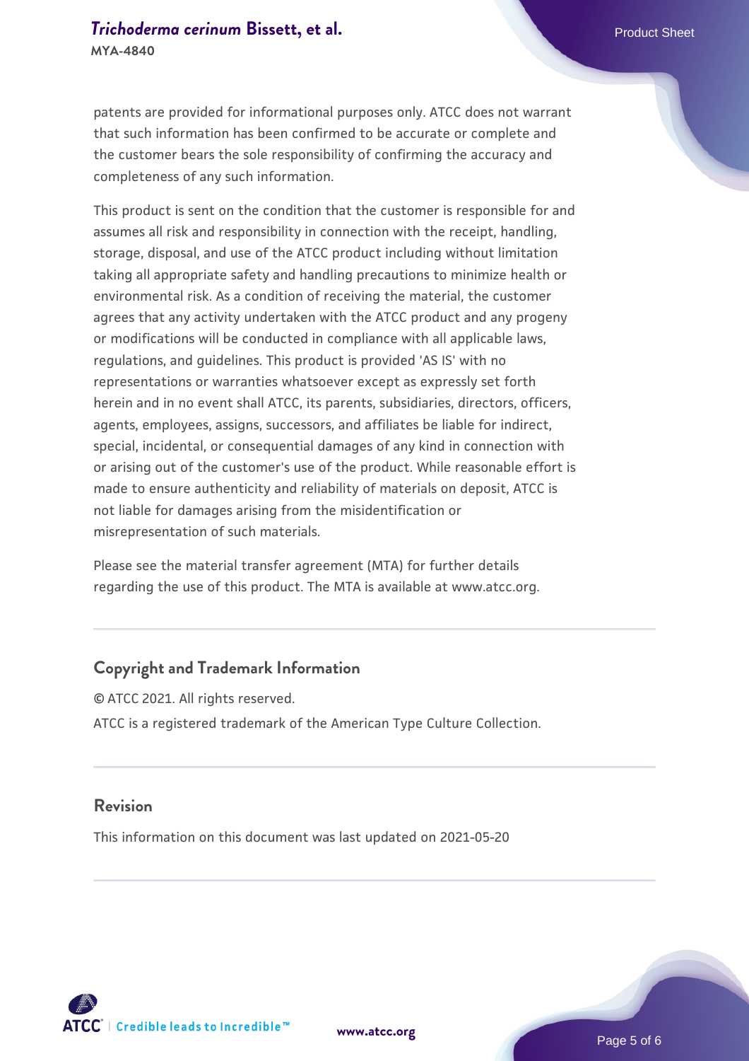patents are provided for informational purposes only. ATCC does not warrant that such information has been confirmed to be accurate or complete and the customer bears the sole responsibility of confirming the accuracy and completeness of any such information.

This product is sent on the condition that the customer is responsible for and assumes all risk and responsibility in connection with the receipt, handling, storage, disposal, and use of the ATCC product including without limitation taking all appropriate safety and handling precautions to minimize health or environmental risk. As a condition of receiving the material, the customer agrees that any activity undertaken with the ATCC product and any progeny or modifications will be conducted in compliance with all applicable laws, regulations, and guidelines. This product is provided 'AS IS' with no representations or warranties whatsoever except as expressly set forth herein and in no event shall ATCC, its parents, subsidiaries, directors, officers, agents, employees, assigns, successors, and affiliates be liable for indirect, special, incidental, or consequential damages of any kind in connection with or arising out of the customer's use of the product. While reasonable effort is made to ensure authenticity and reliability of materials on deposit, ATCC is not liable for damages arising from the misidentification or misrepresentation of such materials.

Please see the material transfer agreement (MTA) for further details regarding the use of this product. The MTA is available at www.atcc.org.

## Copyright and Trademark Information

© ATCC 2021. All rights reserved.

ATCC is a registered trademark of the American Type Culture Collection.

## Revision

This information on this document was last updated on 2021-05-20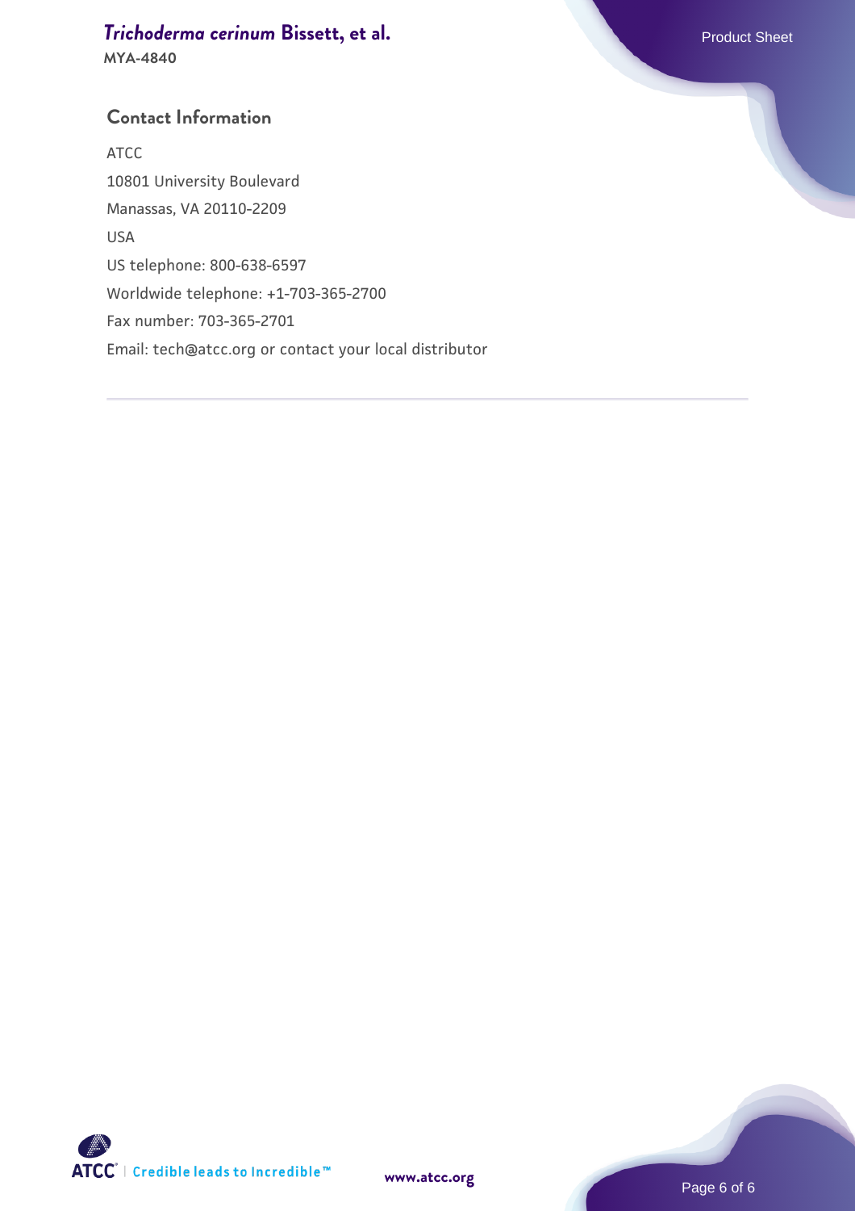## Contact Information

ATCC

10801 University Boulevard

Manassas, VA 20110-2209

USA

US telephone: 800-638-6597

Worldwide telephone: +1-703-365-2700

Fax number: 703-365-2701

Email: tech@atcc.org or contact your local distributor